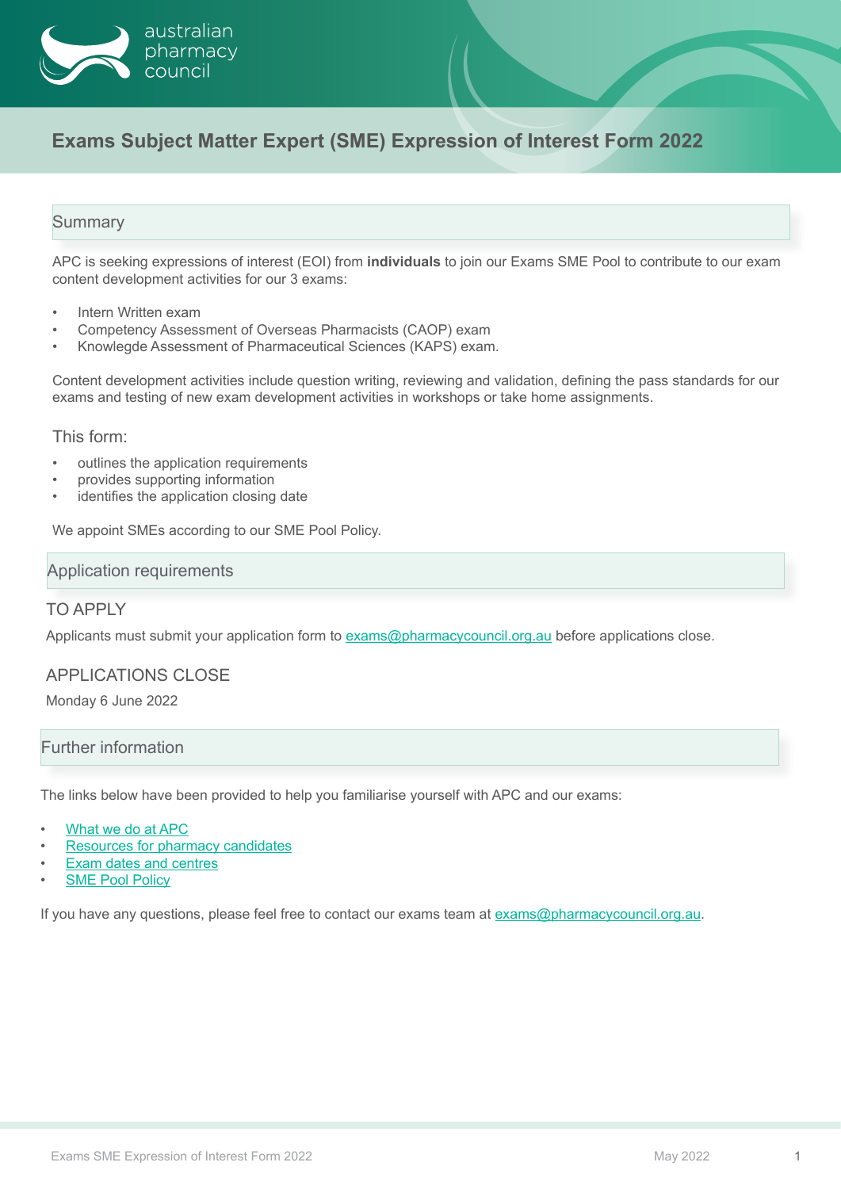australian pharmacy council

# Exams Subject Matter Expert (SME) Expression of Interest Form 2022

## Summary

APC is seeking expressions of interest (EOI) from **individuals** to join our Exams SME Pool to contribute to our exam content development activities for our 3 exams:

- Intern Written exam
- Competency Assessment of Overseas Pharmacists (CAOP) exam
- Knowlegde Assessment of Pharmaceutical Sciences (KAPS) exam.

Content development activities include question writing, reviewing and validation, defining the pass standards for our exams and testing of new exam development activities in workshops or take home assignments.

### This form:

- outlines the application requirements
- provides supporting information
- identifies the application closing date

We appoint SMEs according to our SME Pool Policy.

## Application requirements

### TO APPLY

Applicants must submit your application form to exams@pharmacycouncil.org.au before applications close.

### APPLICATIONS CLOSE

Monday 6 June 2022

## Further information

The links below have been provided to help you familiarise yourself with APC and our exams:

- What we do at APC
- Resources for pharmacy candidates
- Exam dates and centres
- SME Pool Policy

If you have any questions, please feel free to contact our exams team at exams@pharmacycouncil.org.au.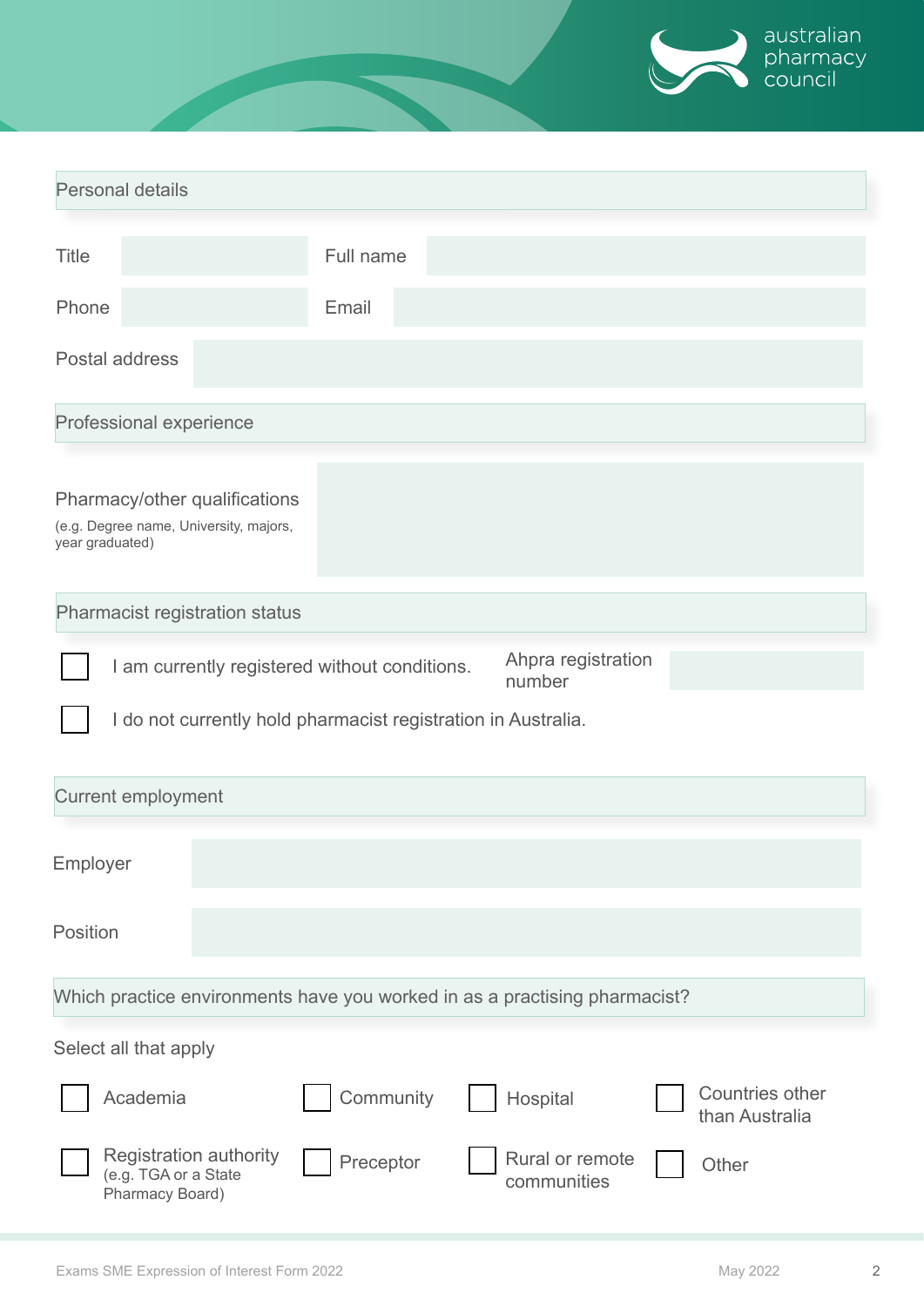## Personal details

| | | | |
|---|---|---|---|
| Title | | Full name | |
| Phone | | Email | |
| Postal address | | | |

## Professional experience

**Pharmacy/other qualifications**
(e.g. Degree name, University, majors, year graduated)

## Pharmacist registration status

- [ ] I am currently registered without conditions. Ahpra registration number
- [ ] I do not currently hold pharmacist registration in Australia.

## Current employment

| | |
|---|---|
| Employer | |
| Position | |

## Which practice environments have you worked in as a practising pharmacist?

Select all that apply

- [ ] Academia
- [ ] Community
- [ ] Hospital
- [ ] Countries other than Australia
- [ ] Registration authority (e.g. TGA or a State Pharmacy Board)
- [ ] Preceptor
- [ ] Rural or remote communities
- [ ] Other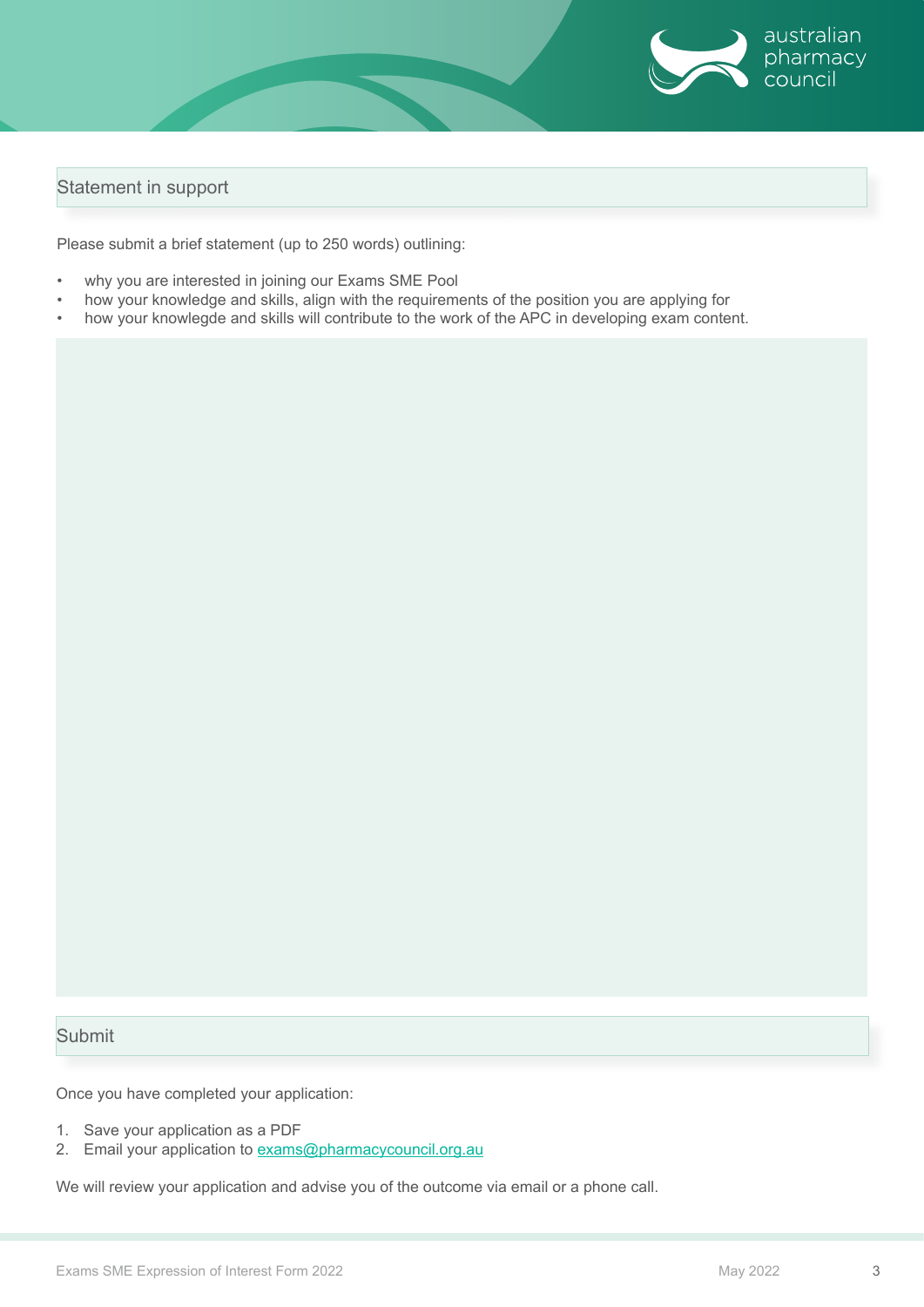## Statement in support

Please submit a brief statement (up to 250 words) outlining:

- why you are interested in joining our Exams SME Pool
- how your knowledge and skills, align with the requirements of the position you are applying for
- how your knowlegde and skills will contribute to the work of the APC in developing exam content.

## Submit

Once you have completed your application:

1. Save your application as a PDF
2. Email your application to exams@pharmacycouncil.org.au

We will review your application and advise you of the outcome via email or a phone call.